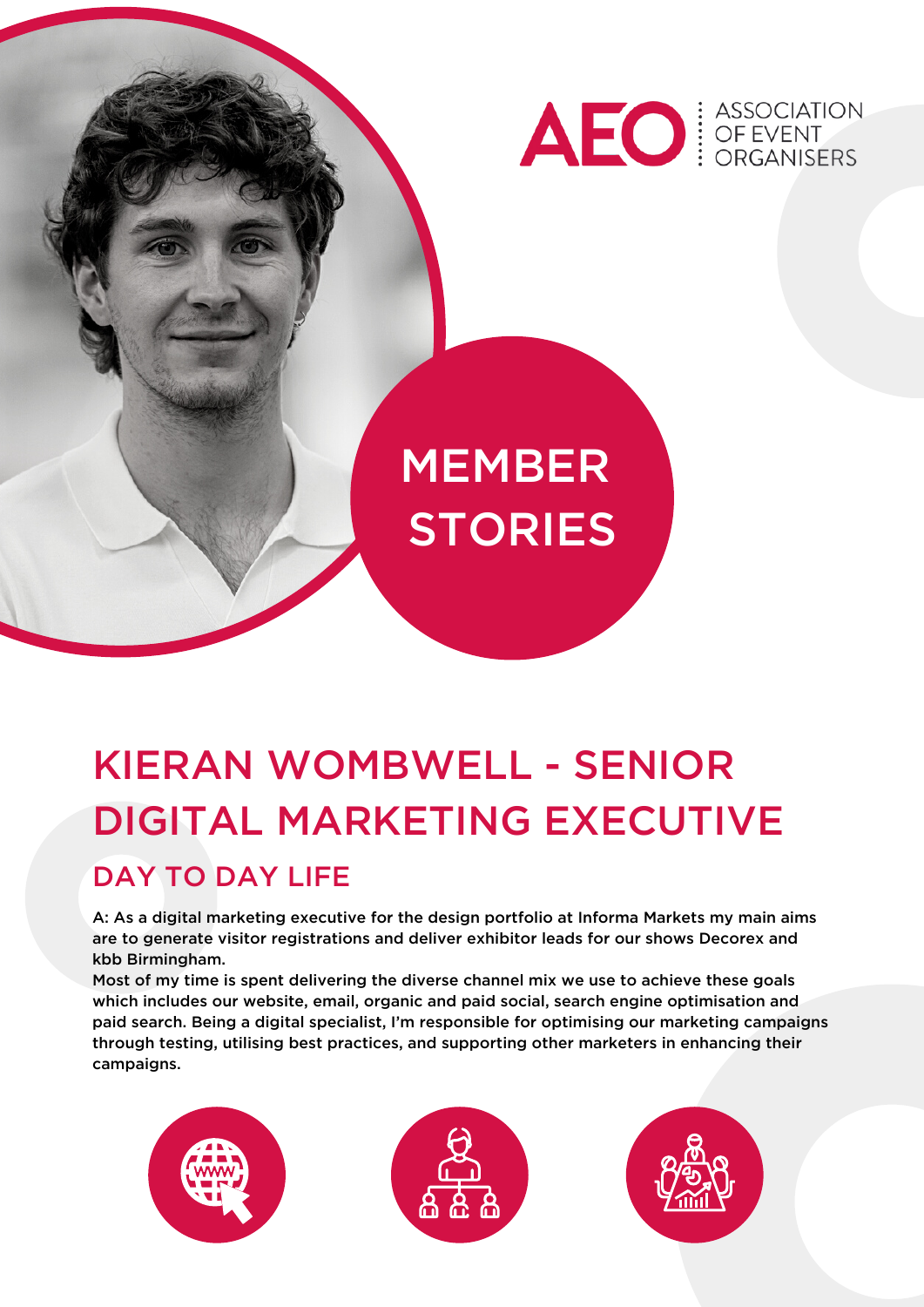ASSOCIATION OF EVENT ORGANISERS

MEMBER STORIES

# KIERAN WOMBWELL - SENIOR DIGITAL MARKETING EXECUTIVE

## DAY TO DAY LIFE

A: As a digital marketing executive for the design portfolio at Informa Markets my main aims are to generate visitor registrations and deliver exhibitor leads for our shows Decorex and kbb Birmingham.

Most of my time is spent delivering the diverse channel mix we use to achieve these goals which includes our website, email, organic and paid social, search engine optimisation and paid search. Being a digital specialist, I'm responsible for optimising our marketing campaigns through testing, utilising best practices, and supporting other marketers in enhancing their campaigns.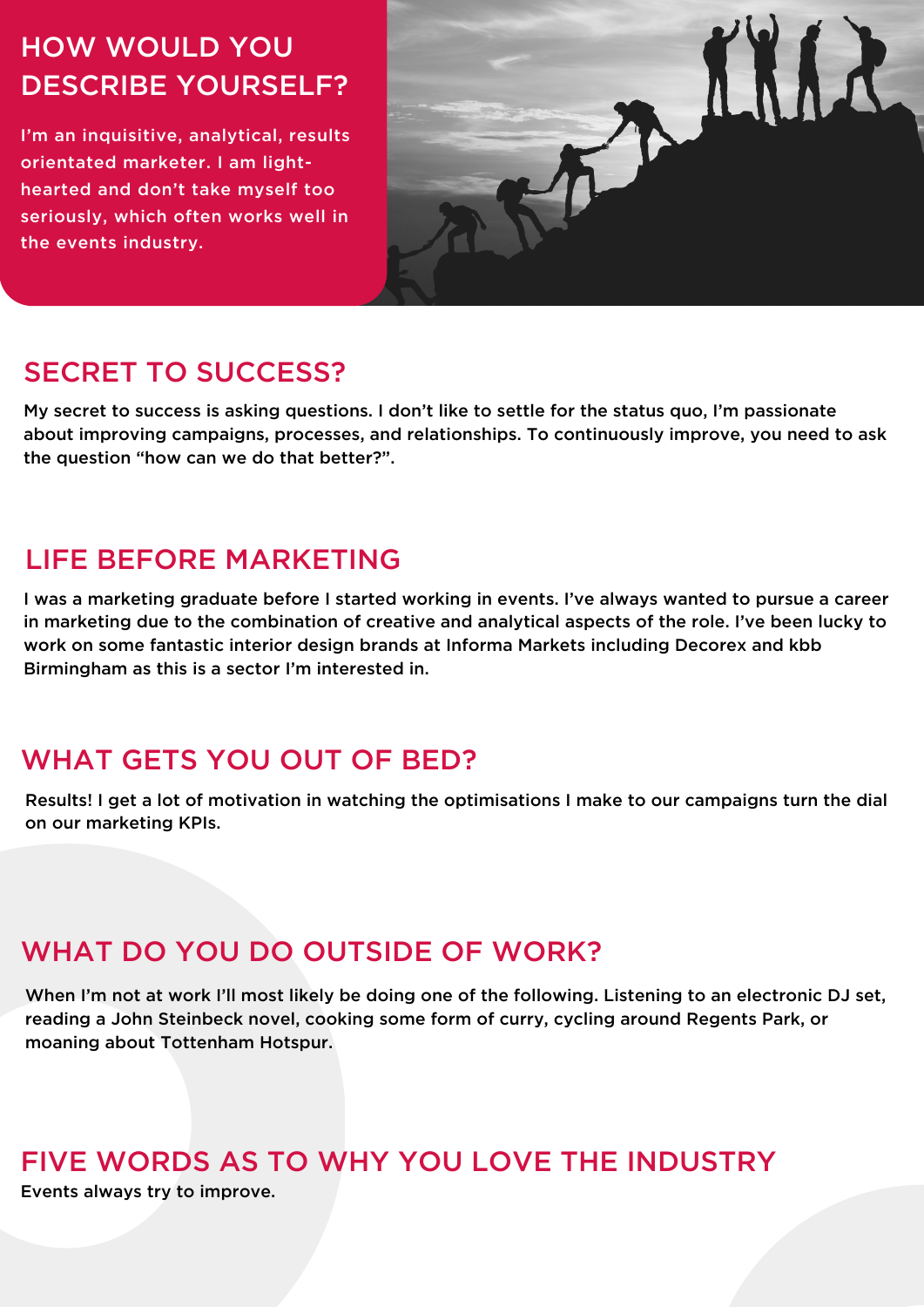## HOW WOULD YOU DESCRIBE YOURSELF?

I'm an inquisitive, analytical, results orientated marketer. I am light-hearted and don't take myself too seriously, which often works well in the events industry.

## SECRET TO SUCCESS?

My secret to success is asking questions. I don't like to settle for the status quo, I'm passionate about improving campaigns, processes, and relationships. To continuously improve, you need to ask the question "how can we do that better?".

## LIFE BEFORE MARKETING

I was a marketing graduate before I started working in events. I've always wanted to pursue a career in marketing due to the combination of creative and analytical aspects of the role. I've been lucky to work on some fantastic interior design brands at Informa Markets including Decorex and kbb Birmingham as this is a sector I'm interested in.

## WHAT GETS YOU OUT OF BED?

Results! I get a lot of motivation in watching the optimisations I make to our campaigns turn the dial on our marketing KPIs.

## WHAT DO YOU DO OUTSIDE OF WORK?

When I'm not at work I'll most likely be doing one of the following. Listening to an electronic DJ set, reading a John Steinbeck novel, cooking some form of curry, cycling around Regents Park, or moaning about Tottenham Hotspur.

## FIVE WORDS AS TO WHY YOU LOVE THE INDUSTRY

Events always try to improve.